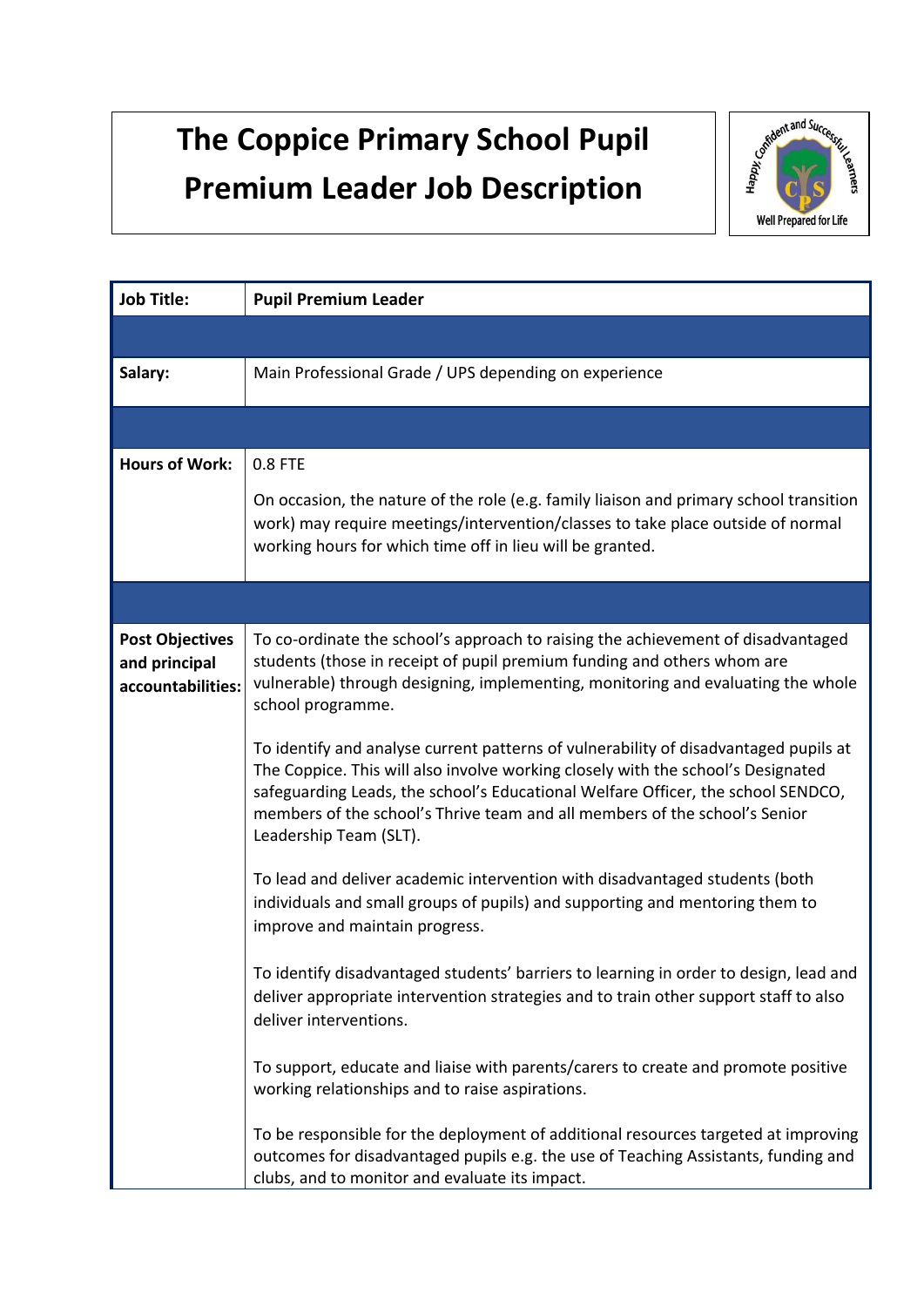# The Coppice Primary School Pupil Premium Leader Job Description

| Job Title: | Pupil Premium Leader |
|---|---|
| | |
| Salary: | Main Professional Grade / UPS depending on experience |
| | |
| Hours of Work: | 0.8 FTE<br><br>On occasion, the nature of the role (e.g. family liaison and primary school transition work) may require meetings/intervention/classes to take place outside of normal working hours for which time off in lieu will be granted. |
| | |
| Post Objectives and principal accountabilities: | To co-ordinate the school's approach to raising the achievement of disadvantaged students (those in receipt of pupil premium funding and others whom are vulnerable) through designing, implementing, monitoring and evaluating the whole school programme.<br><br>To identify and analyse current patterns of vulnerability of disadvantaged pupils at The Coppice. This will also involve working closely with the school's Designated safeguarding Leads, the school's Educational Welfare Officer, the school SENDCO, members of the school's Thrive team and all members of the school's Senior Leadership Team (SLT).<br><br>To lead and deliver academic intervention with disadvantaged students (both individuals and small groups of pupils) and supporting and mentoring them to improve and maintain progress.<br><br>To identify disadvantaged students' barriers to learning in order to design, lead and deliver appropriate intervention strategies and to train other support staff to also deliver interventions.<br><br>To support, educate and liaise with parents/carers to create and promote positive working relationships and to raise aspirations.<br><br>To be responsible for the deployment of additional resources targeted at improving outcomes for disadvantaged pupils e.g. the use of Teaching Assistants, funding and clubs, and to monitor and evaluate its impact. |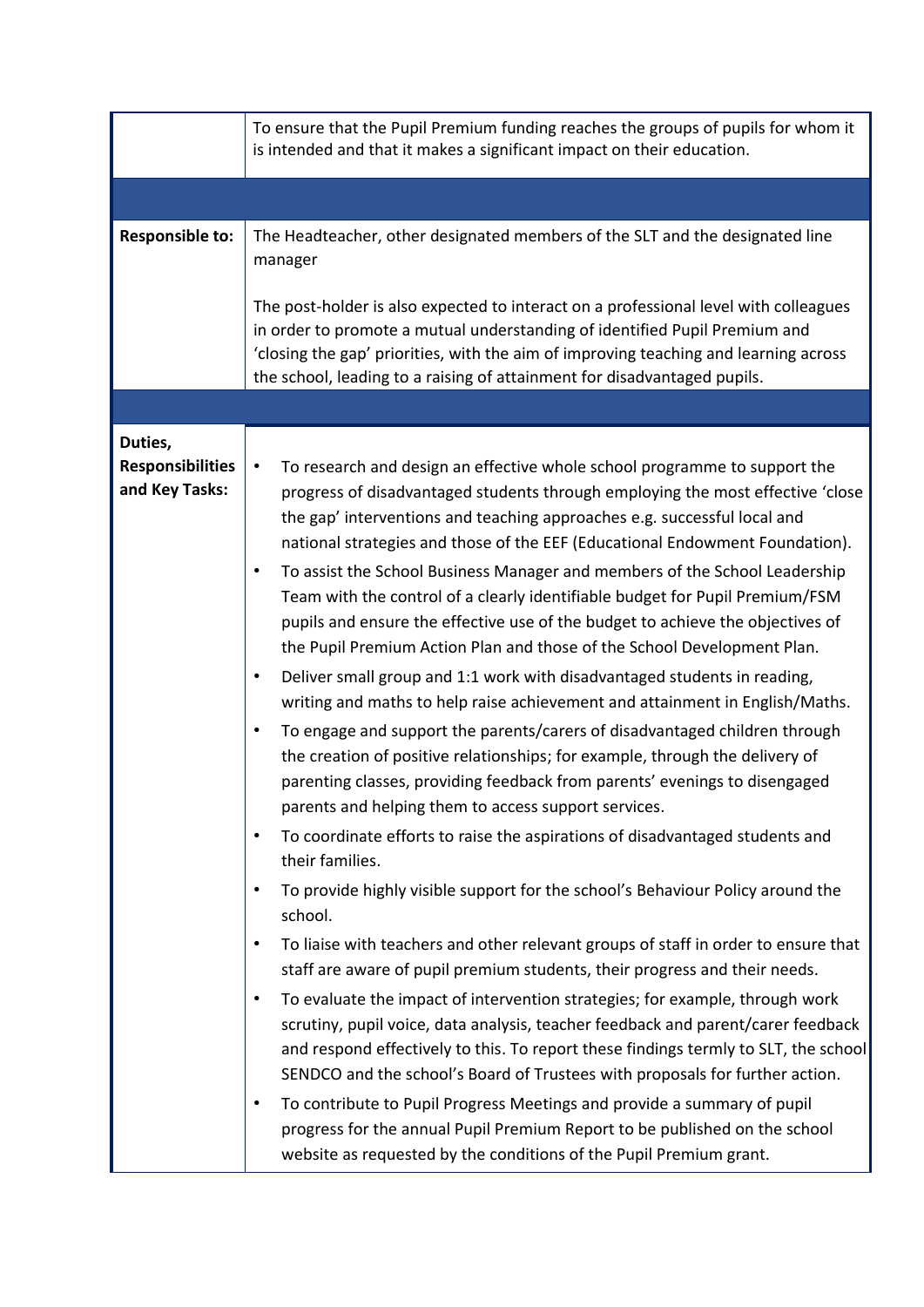| | |
|---|---|
| | To ensure that the Pupil Premium funding reaches the groups of pupils for whom it is intended and that it makes a significant impact on their education. |
| | |
| **Responsible to:** | The Headteacher, other designated members of the SLT and the designated line manager<br><br>The post-holder is also expected to interact on a professional level with colleagues in order to promote a mutual understanding of identified Pupil Premium and 'closing the gap' priorities, with the aim of improving teaching and learning across the school, leading to a raising of attainment for disadvantaged pupils. |
| | |
| **Duties, Responsibilities and Key Tasks:** | • To research and design an effective whole school programme to support the progress of disadvantaged students through employing the most effective 'close the gap' interventions and teaching approaches e.g. successful local and national strategies and those of the EEF (Educational Endowment Foundation).<br>• To assist the School Business Manager and members of the School Leadership Team with the control of a clearly identifiable budget for Pupil Premium/FSM pupils and ensure the effective use of the budget to achieve the objectives of the Pupil Premium Action Plan and those of the School Development Plan.<br>• Deliver small group and 1:1 work with disadvantaged students in reading, writing and maths to help raise achievement and attainment in English/Maths.<br>• To engage and support the parents/carers of disadvantaged children through the creation of positive relationships; for example, through the delivery of parenting classes, providing feedback from parents' evenings to disengaged parents and helping them to access support services.<br>• To coordinate efforts to raise the aspirations of disadvantaged students and their families.<br>• To provide highly visible support for the school's Behaviour Policy around the school.<br>• To liaise with teachers and other relevant groups of staff in order to ensure that staff are aware of pupil premium students, their progress and their needs.<br>• To evaluate the impact of intervention strategies; for example, through work scrutiny, pupil voice, data analysis, teacher feedback and parent/carer feedback and respond effectively to this. To report these findings termly to SLT, the school SENDCO and the school's Board of Trustees with proposals for further action.<br>• To contribute to Pupil Progress Meetings and provide a summary of pupil progress for the annual Pupil Premium Report to be published on the school website as requested by the conditions of the Pupil Premium grant. |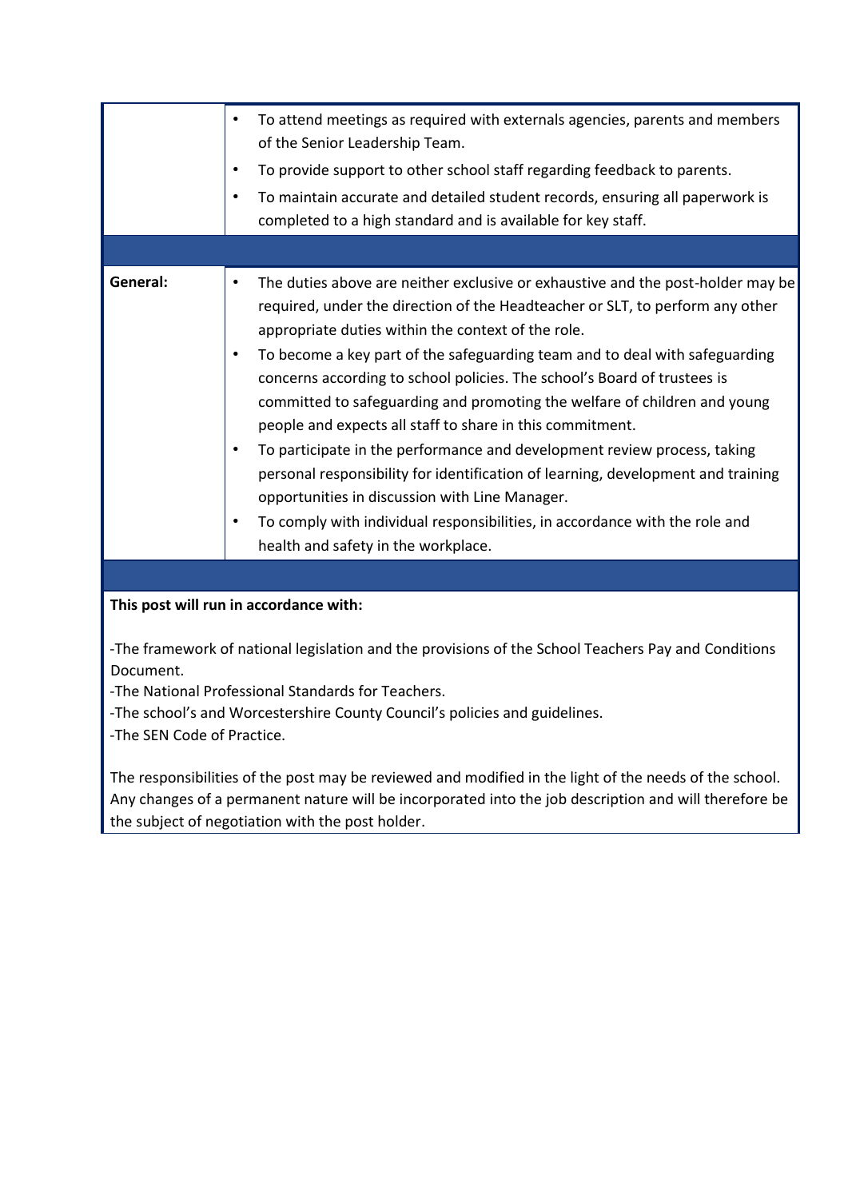| | |
|---|---|
| | • To attend meetings as required with externals agencies, parents and members of the Senior Leadership Team.<br>• To provide support to other school staff regarding feedback to parents.<br>• To maintain accurate and detailed student records, ensuring all paperwork is completed to a high standard and is available for key staff. |
| | |
| **General:** | • The duties above are neither exclusive or exhaustive and the post-holder may be required, under the direction of the Headteacher or SLT, to perform any other appropriate duties within the context of the role.<br>• To become a key part of the safeguarding team and to deal with safeguarding concerns according to school policies. The school's Board of trustees is committed to safeguarding and promoting the welfare of children and young people and expects all staff to share in this commitment.<br>• To participate in the performance and development review process, taking personal responsibility for identification of learning, development and training opportunities in discussion with Line Manager.<br>• To comply with individual responsibilities, in accordance with the role and health and safety in the workplace. |

**This post will run in accordance with:**

-The framework of national legislation and the provisions of the School Teachers Pay and Conditions Document.
-The National Professional Standards for Teachers.
-The school's and Worcestershire County Council's policies and guidelines.
-The SEN Code of Practice.

The responsibilities of the post may be reviewed and modified in the light of the needs of the school. Any changes of a permanent nature will be incorporated into the job description and will therefore be the subject of negotiation with the post holder.